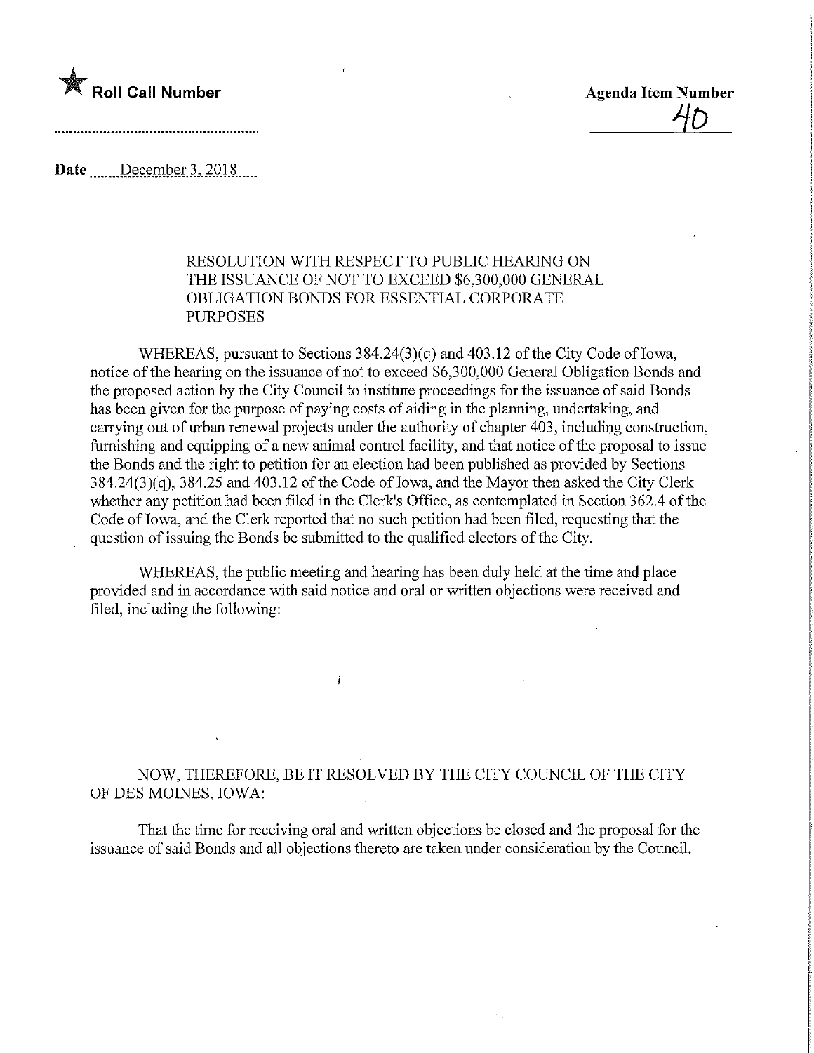★ **Roll Call Number**

**Agenda Item Number**

40

**Date** December 3, 2018

RESOLUTION WITH RESPECT TO PUBLIC HEARING ON THE ISSUANCE OF NOT TO EXCEED $6,300,000 GENERAL OBLIGATION BONDS FOR ESSENTIAL CORPORATE PURPOSES

WHEREAS, pursuant to Sections 384.24(3)(q) and 403.12 of the City Code of Iowa, notice of the hearing on the issuance of not to exceed $6,300,000 General Obligation Bonds and the proposed action by the City Council to institute proceedings for the issuance of said Bonds has been given for the purpose of paying costs of aiding in the planning, undertaking, and carrying out of urban renewal projects under the authority of chapter 403, including construction, furnishing and equipping of a new animal control facility, and that notice of the proposal to issue the Bonds and the right to petition for an election had been published as provided by Sections 384.24(3)(q), 384.25 and 403.12 of the Code of Iowa, and the Mayor then asked the City Clerk whether any petition had been filed in the Clerk's Office, as contemplated in Section 362.4 of the Code of Iowa, and the Clerk reported that no such petition had been filed, requesting that the question of issuing the Bonds be submitted to the qualified electors of the City.

WHEREAS, the public meeting and hearing has been duly held at the time and place provided and in accordance with said notice and oral or written objections were received and filed, including the following:

NOW, THEREFORE, BE IT RESOLVED BY THE CITY COUNCIL OF THE CITY OF DES MOINES, IOWA:

That the time for receiving oral and written objections be closed and the proposal for the issuance of said Bonds and all objections thereto are taken under consideration by the Council.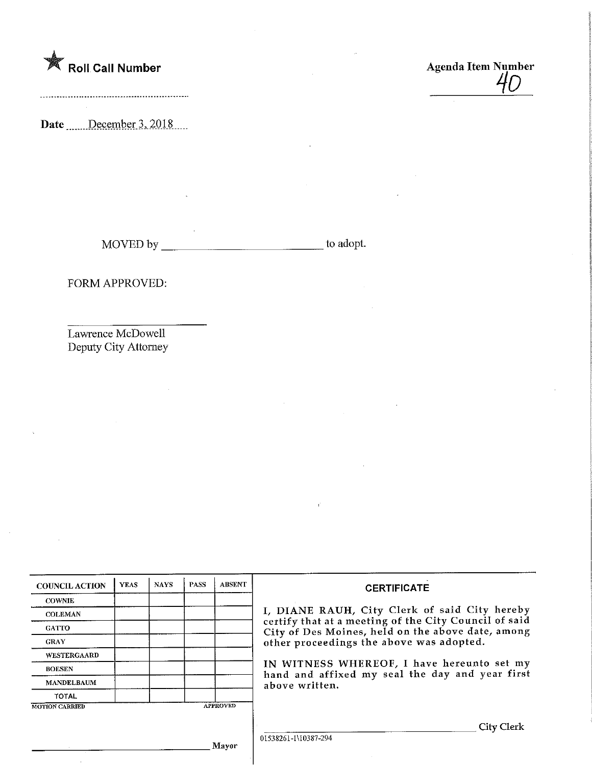★ **Roll Call Number**

**Agenda Item Number**
40

**Date** December 3, 2018

MOVED by ____________________________ to adopt.

FORM APPROVED:

____________________
Lawrence McDowell
Deputy City Attorney

| COUNCIL ACTION | YEAS | NAYS | PASS | ABSENT |
|---|---|---|---|---|
| COWNIE | | | | |
| COLEMAN | | | | |
| GATTO | | | | |
| GRAY | | | | |
| WESTERGAARD | | | | |
| BOESEN | | | | |
| MANDELBAUM | | | | |
| TOTAL | | | | |

MOTION CARRIED APPROVED

____________________________ Mayor

**CERTIFICATE**

I, DIANE RAUH, City Clerk of said City hereby certify that at a meeting of the City Council of said City of Des Moines, held on the above date, among other proceedings the above was adopted.

IN WITNESS WHEREOF, I have hereunto set my hand and affixed my seal the day and year first above written.

____________________________ City Clerk

01538261-1\10387-294